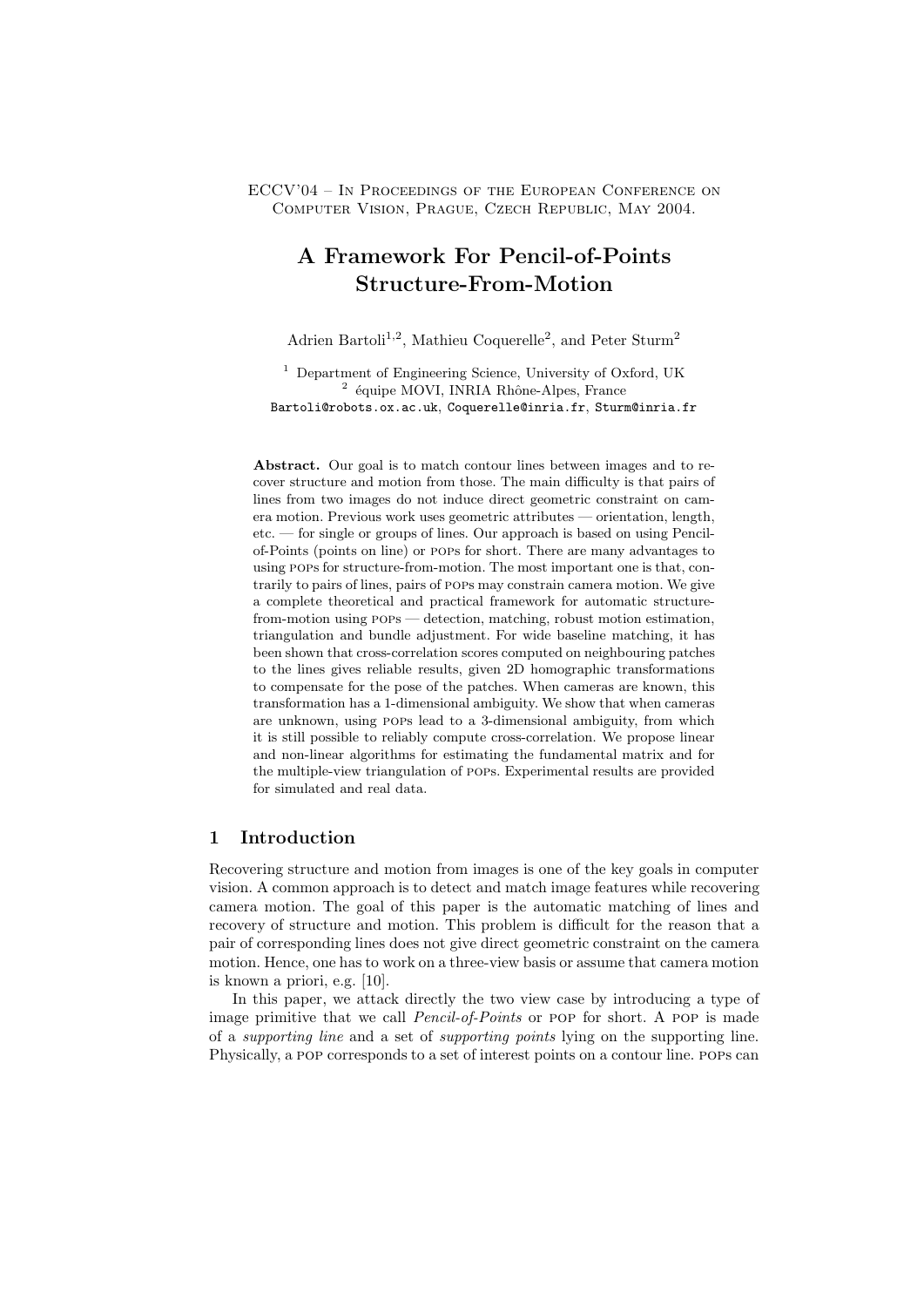ECCV'04 – In Proceedings of the European Conference on Computer Vision, Prague, Czech Republic, May 2004.

# A Framework For Pencil-of-Points Structure-From-Motion

Adrien Bartoli[1,2], Mathieu Coquerelle[2], and Peter Sturm[2]

[1] Department of Engineering Science, University of Oxford, UK
[2] équipe MOVI, INRIA Rhône-Alpes, France
Bartoli@robots.ox.ac.uk, Coquerelle@inria.fr, Sturm@inria.fr

**Abstract.** Our goal is to match contour lines between images and to recover structure and motion from those. The main difficulty is that pairs of lines from two images do not induce direct geometric constraint on camera motion. Previous work uses geometric attributes — orientation, length, etc. — for single or groups of lines. Our approach is based on using Pencil-of-Points (points on line) or POPs for short. There are many advantages to using POPs for structure-from-motion. The most important one is that, contrarily to pairs of lines, pairs of POPs may constrain camera motion. We give a complete theoretical and practical framework for automatic structure-from-motion using POPs — detection, matching, robust motion estimation, triangulation and bundle adjustment. For wide baseline matching, it has been shown that cross-correlation scores computed on neighbouring patches to the lines gives reliable results, given 2D homographic transformations to compensate for the pose of the patches. When cameras are known, this transformation has a 1-dimensional ambiguity. We show that when cameras are unknown, using POPs lead to a 3-dimensional ambiguity, from which it is still possible to reliably compute cross-correlation. We propose linear and non-linear algorithms for estimating the fundamental matrix and for the multiple-view triangulation of POPs. Experimental results are provided for simulated and real data.

## 1 Introduction

Recovering structure and motion from images is one of the key goals in computer vision. A common approach is to detect and match image features while recovering camera motion. The goal of this paper is the automatic matching of lines and recovery of structure and motion. This problem is difficult for the reason that a pair of corresponding lines does not give direct geometric constraint on the camera motion. Hence, one has to work on a three-view basis or assume that camera motion is known a priori, e.g. [10].

In this paper, we attack directly the two view case by introducing a type of image primitive that we call *Pencil-of-Points* or POP for short. A POP is made of a *supporting line* and a set of *supporting points* lying on the supporting line. Physically, a POP corresponds to a set of interest points on a contour line. POPs can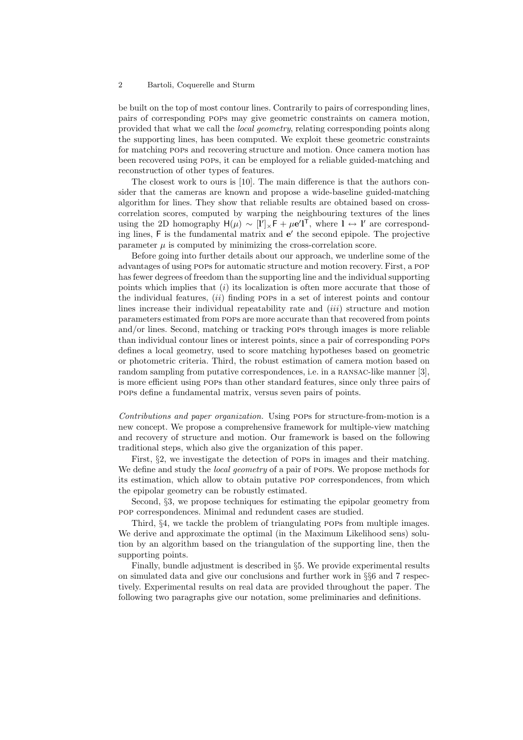be built on the top of most contour lines. Contrarily to pairs of corresponding lines, pairs of corresponding POPs may give geometric constraints on camera motion, provided that what we call the *local geometry*, relating corresponding points along the supporting lines, has been computed. We exploit these geometric constraints for matching POPs and recovering structure and motion. Once camera motion has been recovered using POPs, it can be employed for a reliable guided-matching and reconstruction of other types of features.

The closest work to ours is [10]. The main difference is that the authors consider that the cameras are known and propose a wide-baseline guided-matching algorithm for lines. They show that reliable results are obtained based on cross-correlation scores, computed by warping the neighbouring textures of the lines using the 2D homography $\mathsf{H}(\mu) \sim [\mathbf{l}']_\times \mathsf{F} + \mu \mathbf{e}' \mathbf{l}^\mathsf{T}$, where $\mathbf{l} \leftrightarrow \mathbf{l}'$ are corresponding lines, $\mathsf{F}$ is the fundamental matrix and $\mathbf{e}'$ the second epipole. The projective parameter $\mu$ is computed by minimizing the cross-correlation score.

Before going into further details about our approach, we underline some of the advantages of using POPs for automatic structure and motion recovery. First, a POP has fewer degrees of freedom than the supporting line and the individual supporting points which implies that (*i*) its localization is often more accurate that those of the individual features, (*ii*) finding POPs in a set of interest points and contour lines increase their individual repeatability rate and (*iii*) structure and motion parameters estimated from POPs are more accurate than that recovered from points and/or lines. Second, matching or tracking POPs through images is more reliable than individual contour lines or interest points, since a pair of corresponding POPs defines a local geometry, used to score matching hypotheses based on geometric or photometric criteria. Third, the robust estimation of camera motion based on random sampling from putative correspondences, i.e. in a RANSAC-like manner [3], is more efficient using POPs than other standard features, since only three pairs of POPs define a fundamental matrix, versus seven pairs of points.

*Contributions and paper organization.* Using POPs for structure-from-motion is a new concept. We propose a comprehensive framework for multiple-view matching and recovery of structure and motion. Our framework is based on the following traditional steps, which also give the organization of this paper.

First, §2, we investigate the detection of POPs in images and their matching. We define and study the *local geometry* of a pair of POPs. We propose methods for its estimation, which allow to obtain putative POP correspondences, from which the epipolar geometry can be robustly estimated.

Second, §3, we propose techniques for estimating the epipolar geometry from POP correspondences. Minimal and redundent cases are studied.

Third, §4, we tackle the problem of triangulating POPs from multiple images. We derive and approximate the optimal (in the Maximum Likelihood sens) solution by an algorithm based on the triangulation of the supporting line, then the supporting points.

Finally, bundle adjustment is described in §5. We provide experimental results on simulated data and give our conclusions and further work in §§6 and 7 respectively. Experimental results on real data are provided throughout the paper. The following two paragraphs give our notation, some preliminaries and definitions.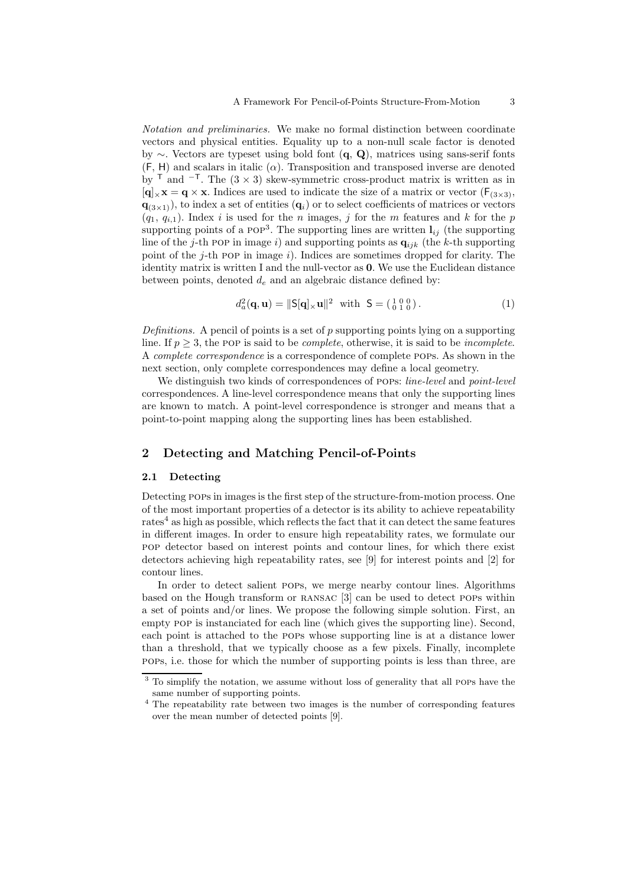*Notation and preliminaries.* We make no formal distinction between coordinate vectors and physical entities. Equality up to a non-null scale factor is denoted by $\sim$. Vectors are typeset using bold font ($\mathbf{q}$, $\mathbf{Q}$), matrices using sans-serif fonts ($\mathsf{F}$, $\mathsf{H}$) and scalars in italic ($\alpha$). Transposition and transposed inverse are denoted by $^\mathsf{T}$ and $^{-\mathsf{T}}$. The $(3 \times 3)$ skew-symmetric cross-product matrix is written as in $[\mathbf{q}]_\times \mathbf{x} = \mathbf{q} \times \mathbf{x}$. Indices are used to indicate the size of a matrix or vector ($\mathsf{F}_{(3\times3)}$, $\mathbf{q}_{(3\times1)}$), to index a set of entities ($\mathbf{q}_i$) or to select coefficients of matrices or vectors ($q_1$, $q_{i,1}$). Index $i$ is used for the $n$ images, $j$ for the $m$ features and $k$ for the $p$ supporting points of a POP[3]. The supporting lines are written $\mathbf{l}_{ij}$ (the supporting line of the $j$-th POP in image $i$) and supporting points as $\mathbf{q}_{ijk}$ (the $k$-th supporting point of the $j$-th POP in image $i$). Indices are sometimes dropped for clarity. The identity matrix is written I and the null-vector as $\mathbf{0}$. We use the Euclidean distance between points, denoted $d_e$ and an algebraic distance defined by:

$$d_a^2(\mathbf{q}, \mathbf{u}) = \|\mathsf{S}[\mathbf{q}]_\times \mathbf{u}\|^2 \quad \text{with} \quad \mathsf{S} = \left(\begin{smallmatrix} 1 & 0 & 0 \\ 0 & 1 & 0 \end{smallmatrix}\right). \tag{1}$$

*Definitions.* A pencil of points is a set of $p$ supporting points lying on a supporting line. If $p \geq 3$, the POP is said to be *complete*, otherwise, it is said to be *incomplete*. A *complete correspondence* is a correspondence of complete POPs. As shown in the next section, only complete correspondences may define a local geometry.

We distinguish two kinds of correspondences of POPs: *line-level* and *point-level* correspondences. A line-level correspondence means that only the supporting lines are known to match. A point-level correspondence is stronger and means that a point-to-point mapping along the supporting lines has been established.

## 2 Detecting and Matching Pencil-of-Points

### 2.1 Detecting

Detecting POPs in images is the first step of the structure-from-motion process. One of the most important properties of a detector is its ability to achieve repeatability rates[4] as high as possible, which reflects the fact that it can detect the same features in different images. In order to ensure high repeatability rates, we formulate our POP detector based on interest points and contour lines, for which there exist detectors achieving high repeatability rates, see [9] for interest points and [2] for contour lines.

In order to detect salient POPs, we merge nearby contour lines. Algorithms based on the Hough transform or RANSAC [3] can be used to detect POPs within a set of points and/or lines. We propose the following simple solution. First, an empty POP is instanciated for each line (which gives the supporting line). Second, each point is attached to the POPs whose supporting line is at a distance lower than a threshold, that we typically choose as a few pixels. Finally, incomplete POPs, i.e. those for which the number of supporting points is less than three, are

[3] To simplify the notation, we assume without loss of generality that all POPs have the same number of supporting points.

[4] The repeatability rate between two images is the number of corresponding features over the mean number of detected points [9].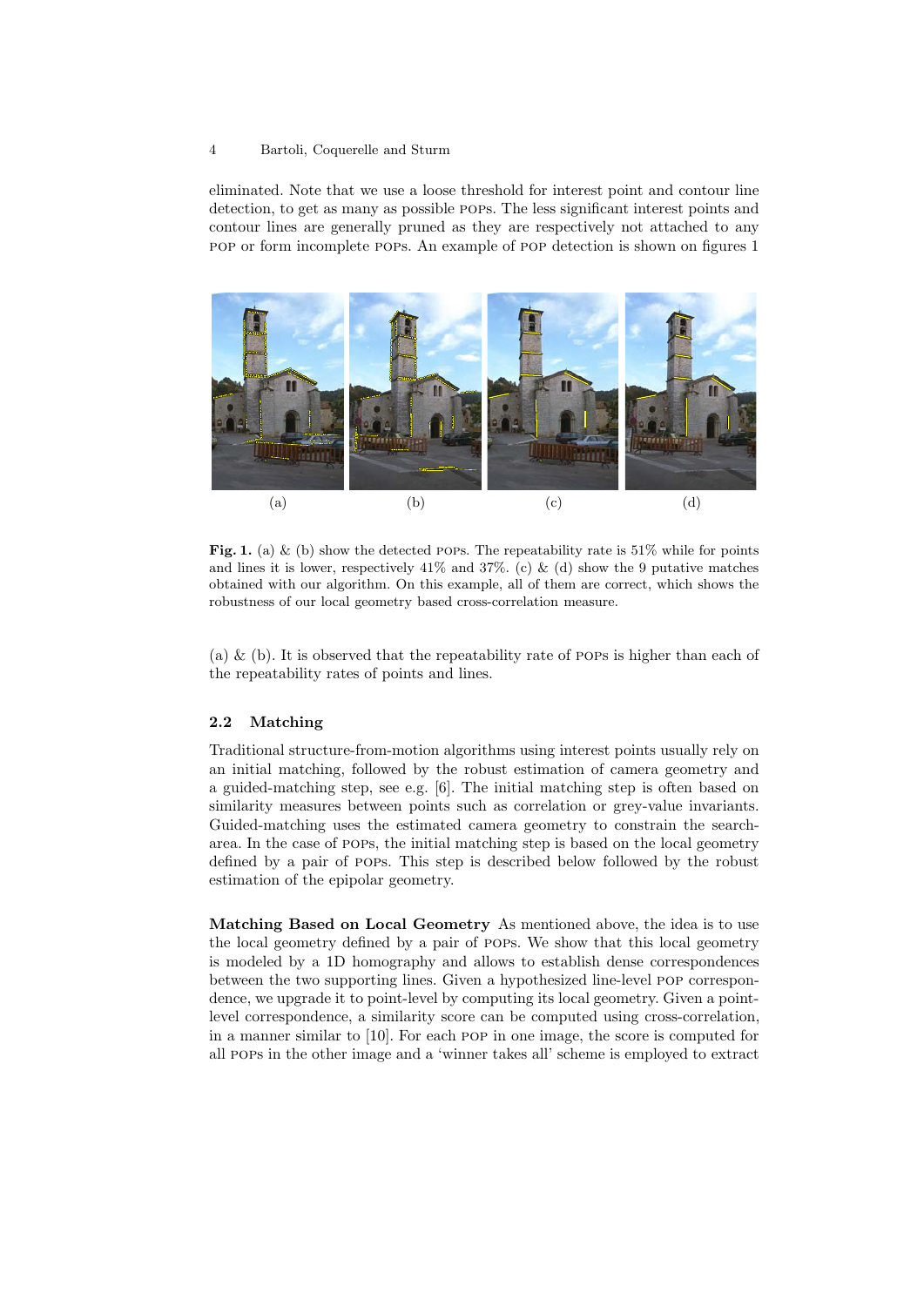eliminated. Note that we use a loose threshold for interest point and contour line detection, to get as many as possible POPs. The less significant interest points and contour lines are generally pruned as they are respectively not attached to any POP or form incomplete POPs. An example of POP detection is shown on figures 1

(a) (b) (c) (d)

**Fig. 1.** (a) & (b) show the detected POPs. The repeatability rate is 51% while for points and lines it is lower, respectively 41% and 37%. (c) & (d) show the 9 putative matches obtained with our algorithm. On this example, all of them are correct, which shows the robustness of our local geometry based cross-correlation measure.

(a) & (b). It is observed that the repeatability rate of POPs is higher than each of the repeatability rates of points and lines.

### 2.2 Matching

Traditional structure-from-motion algorithms using interest points usually rely on an initial matching, followed by the robust estimation of camera geometry and a guided-matching step, see e.g. [6]. The initial matching step is often based on similarity measures between points such as correlation or grey-value invariants. Guided-matching uses the estimated camera geometry to constrain the search-area. In the case of POPs, the initial matching step is based on the local geometry defined by a pair of POPs. This step is described below followed by the robust estimation of the epipolar geometry.

**Matching Based on Local Geometry** As mentioned above, the idea is to use the local geometry defined by a pair of POPs. We show that this local geometry is modeled by a 1D homography and allows to establish dense correspondences between the two supporting lines. Given a hypothesized line-level POP correspondence, we upgrade it to point-level by computing its local geometry. Given a point-level correspondence, a similarity score can be computed using cross-correlation, in a manner similar to [10]. For each POP in one image, the score is computed for all POPs in the other image and a 'winner takes all' scheme is employed to extract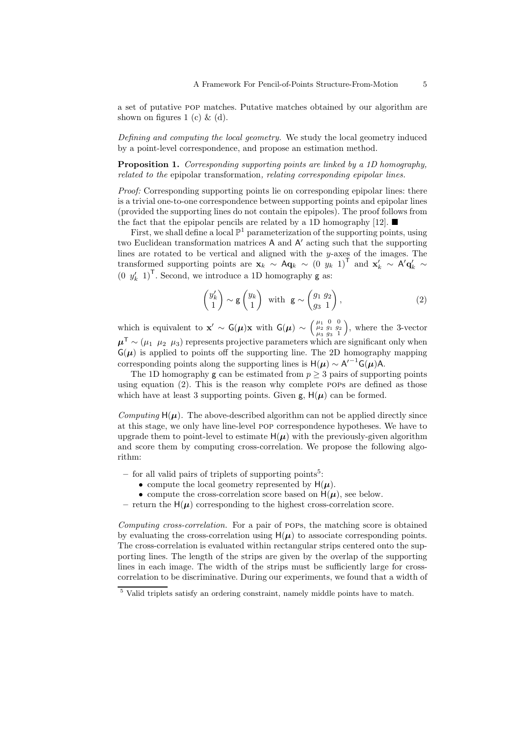a set of putative POP matches. Putative matches obtained by our algorithm are shown on figures 1 (c) & (d).

*Defining and computing the local geometry.* We study the local geometry induced by a point-level correspondence, and propose an estimation method.

**Proposition 1.** *Corresponding supporting points are linked by a 1D homography, related to the* epipolar transformation*, relating corresponding epipolar lines.*

*Proof:* Corresponding supporting points lie on corresponding epipolar lines: there is a trivial one-to-one correspondence between supporting points and epipolar lines (provided the supporting lines do not contain the epipoles). The proof follows from the fact that the epipolar pencils are related by a 1D homography [12]. ■

First, we shall define a local $\mathbb{P}^1$ parameterization of the supporting points, using two Euclidean transformation matrices $\mathsf{A}$ and $\mathsf{A}'$ acting such that the supporting lines are rotated to be vertical and aligned with the $y$-axes of the images. The transformed supporting points are $\mathbf{x}_k \sim \mathsf{A}\mathbf{q}_k \sim (0\ y_k\ 1)^\mathsf{T}$ and $\mathbf{x}'_k \sim \mathsf{A}'\mathbf{q}'_k \sim (0\ y'_k\ 1)^\mathsf{T}$. Second, we introduce a 1D homography $\mathsf{g}$ as:

$$\begin{pmatrix} y'_k \\ 1 \end{pmatrix} \sim \mathsf{g} \begin{pmatrix} y_k \\ 1 \end{pmatrix} \quad \text{with} \quad \mathsf{g} \sim \begin{pmatrix} g_1 & g_2 \\ g_3 & 1 \end{pmatrix}, \tag{2}$$

which is equivalent to $\mathbf{x}' \sim \mathsf{G}(\boldsymbol{\mu})\mathbf{x}$ with $\mathsf{G}(\boldsymbol{\mu}) \sim \begin{pmatrix} \mu_1 & 0 & 0 \\ \mu_2 & g_1 & g_2 \\ \mu_3 & g_3 & 1 \end{pmatrix}$, where the 3-vector $\boldsymbol{\mu}^\mathsf{T} \sim (\mu_1\ \mu_2\ \mu_3)$ represents projective parameters which are significant only when $\mathsf{G}(\boldsymbol{\mu})$ is applied to points off the supporting line. The 2D homography mapping corresponding points along the supporting lines is $\mathsf{H}(\boldsymbol{\mu}) \sim \mathsf{A}'^{-1}\mathsf{G}(\boldsymbol{\mu})\mathsf{A}$.

The 1D homography $\mathsf{g}$ can be estimated from $p \geq 3$ pairs of supporting points using equation (2). This is the reason why complete POPs are defined as those which have at least 3 supporting points. Given $\mathsf{g}$, $\mathsf{H}(\boldsymbol{\mu})$ can be formed.

*Computing* $\mathsf{H}(\boldsymbol{\mu})$*.* The above-described algorithm can not be applied directly since at this stage, we only have line-level POP correspondence hypotheses. We have to upgrade them to point-level to estimate $\mathsf{H}(\boldsymbol{\mu})$ with the previously-given algorithm and score them by computing cross-correlation. We propose the following algorithm:

- for all valid pairs of triplets of supporting points[5]:
  - compute the local geometry represented by $\mathsf{H}(\boldsymbol{\mu})$.
  - compute the cross-correlation score based on $\mathsf{H}(\boldsymbol{\mu})$, see below.
- return the $\mathsf{H}(\boldsymbol{\mu})$ corresponding to the highest cross-correlation score.

*Computing cross-correlation.* For a pair of POPs, the matching score is obtained by evaluating the cross-correlation using $\mathsf{H}(\boldsymbol{\mu})$ to associate corresponding points. The cross-correlation is evaluated within rectangular strips centered onto the supporting lines. The length of the strips are given by the overlap of the supporting lines in each image. The width of the strips must be sufficiently large for cross-correlation to be discriminative. During our experiments, we found that a width of

[5] Valid triplets satisfy an ordering constraint, namely middle points have to match.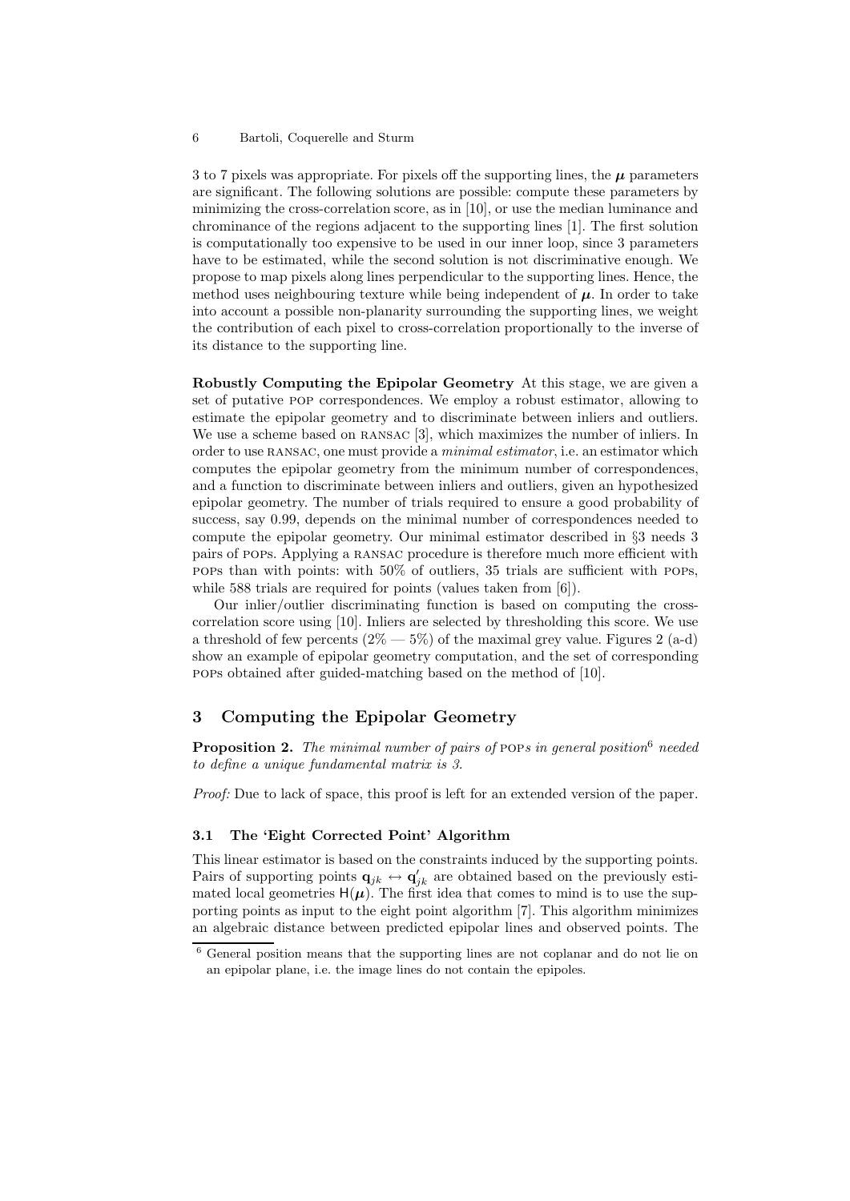3 to 7 pixels was appropriate. For pixels off the supporting lines, the $\boldsymbol{\mu}$ parameters are significant. The following solutions are possible: compute these parameters by minimizing the cross-correlation score, as in [10], or use the median luminance and chrominance of the regions adjacent to the supporting lines [1]. The first solution is computationally too expensive to be used in our inner loop, since 3 parameters have to be estimated, while the second solution is not discriminative enough. We propose to map pixels along lines perpendicular to the supporting lines. Hence, the method uses neighbouring texture while being independent of $\boldsymbol{\mu}$. In order to take into account a possible non-planarity surrounding the supporting lines, we weight the contribution of each pixel to cross-correlation proportionally to the inverse of its distance to the supporting line.

**Robustly Computing the Epipolar Geometry** At this stage, we are given a set of putative POP correspondences. We employ a robust estimator, allowing to estimate the epipolar geometry and to discriminate between inliers and outliers. We use a scheme based on RANSAC [3], which maximizes the number of inliers. In order to use RANSAC, one must provide a *minimal estimator*, i.e. an estimator which computes the epipolar geometry from the minimum number of correspondences, and a function to discriminate between inliers and outliers, given an hypothesized epipolar geometry. The number of trials required to ensure a good probability of success, say 0.99, depends on the minimal number of correspondences needed to compute the epipolar geometry. Our minimal estimator described in §3 needs 3 pairs of POPs. Applying a RANSAC procedure is therefore much more efficient with POPs than with points: with 50% of outliers, 35 trials are sufficient with POPs, while 588 trials are required for points (values taken from [6]).

Our inlier/outlier discriminating function is based on computing the cross-correlation score using [10]. Inliers are selected by thresholding this score. We use a threshold of few percents (2% — 5%) of the maximal grey value. Figures 2 (a-d) show an example of epipolar geometry computation, and the set of corresponding POPs obtained after guided-matching based on the method of [10].

## 3 Computing the Epipolar Geometry

**Proposition 2.** *The minimal number of pairs of* POP*s in general position*[6] *needed to define a unique fundamental matrix is 3.*

*Proof:* Due to lack of space, this proof is left for an extended version of the paper.

### 3.1 The 'Eight Corrected Point' Algorithm

This linear estimator is based on the constraints induced by the supporting points. Pairs of supporting points $\mathbf{q}_{jk} \leftrightarrow \mathbf{q}'_{jk}$ are obtained based on the previously estimated local geometries $\mathsf{H}(\boldsymbol{\mu})$. The first idea that comes to mind is to use the supporting points as input to the eight point algorithm [7]. This algorithm minimizes an algebraic distance between predicted epipolar lines and observed points. The

[6] General position means that the supporting lines are not coplanar and do not lie on an epipolar plane, i.e. the image lines do not contain the epipoles.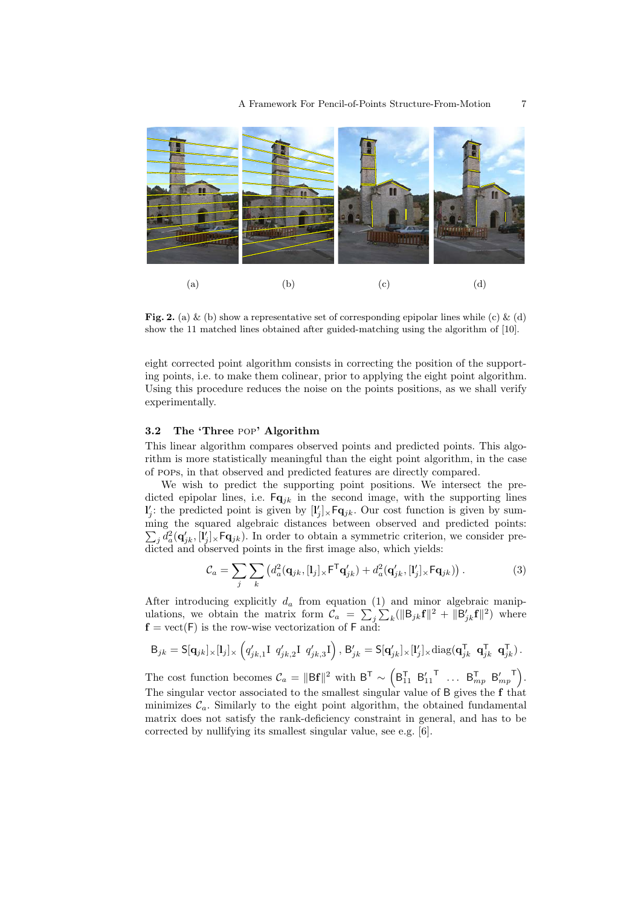(a) (b) (c) (d)

**Fig. 2.** (a) & (b) show a representative set of corresponding epipolar lines while (c) & (d) show the 11 matched lines obtained after guided-matching using the algorithm of [10].

eight corrected point algorithm consists in correcting the position of the supporting points, i.e. to make them colinear, prior to applying the eight point algorithm. Using this procedure reduces the noise on the points positions, as we shall verify experimentally.

### 3.2 The 'Three POP' Algorithm

This linear algorithm compares observed points and predicted points. This algorithm is more statistically meaningful than the eight point algorithm, in the case of POPs, in that observed and predicted features are directly compared.

We wish to predict the supporting point positions. We intersect the predicted epipolar lines, i.e. $\mathsf{F}\mathbf{q}_{jk}$ in the second image, with the supporting lines $\mathbf{l}'_j$: the predicted point is given by $[\mathbf{l}'_j]_\times \mathsf{F}\mathbf{q}_{jk}$. Our cost function is given by summing the squared algebraic distances between observed and predicted points: $\sum_j d_a^2(\mathbf{q}'_{jk}, [\mathbf{l}'_j]_\times \mathsf{F}\mathbf{q}_{jk})$. In order to obtain a symmetric criterion, we consider predicted and observed points in the first image also, which yields:

$$\mathcal{C}_a = \sum_j \sum_k \left( d_a^2(\mathbf{q}_{jk}, [\mathbf{l}_j]_\times \mathsf{F}^\mathsf{T} \mathbf{q}'_{jk}) + d_a^2(\mathbf{q}'_{jk}, [\mathbf{l}'_j]_\times \mathsf{F}\mathbf{q}_{jk}) \right). \tag{3}$$

After introducing explicitly $d_a$ from equation (1) and minor algebraic manipulations, we obtain the matrix form $\mathcal{C}_a = \sum_j \sum_k (\|\mathsf{B}_{jk}\mathbf{f}\|^2 + \|\mathsf{B}'_{jk}\mathbf{f}\|^2)$ where $\mathbf{f} = \text{vect}(\mathsf{F})$ is the row-wise vectorization of $\mathsf{F}$ and:

$$\mathsf{B}_{jk} = \mathsf{S}[\mathbf{q}_{jk}]_\times [\mathbf{l}_j]_\times \left( q'_{jk,1}\mathrm{I} \;\; q'_{jk,2}\mathrm{I} \;\; q'_{jk,3}\mathrm{I} \right), \mathsf{B}'_{jk} = \mathsf{S}[\mathbf{q}'_{jk}]_\times [\mathbf{l}'_j]_\times \text{diag}(\mathbf{q}_{jk}^\mathsf{T} \;\; \mathbf{q}_{jk}^\mathsf{T} \;\; \mathbf{q}_{jk}^\mathsf{T}).$$

The cost function becomes $\mathcal{C}_a = \|\mathsf{B}\mathbf{f}\|^2$ with $\mathsf{B}^\mathsf{T} \sim \left( \mathsf{B}_{11}^\mathsf{T} \;\; \mathsf{B}'^{\mathsf{T}}_{11} \;\; \dots \;\; \mathsf{B}_{mp}^\mathsf{T} \;\; \mathsf{B}'^{\mathsf{T}}_{mp} \right)$. The singular vector associated to the smallest singular value of $\mathsf{B}$ gives the $\mathbf{f}$ that minimizes $\mathcal{C}_a$. Similarly to the eight point algorithm, the obtained fundamental matrix does not satisfy the rank-deficiency constraint in general, and has to be corrected by nullifying its smallest singular value, see e.g. [6].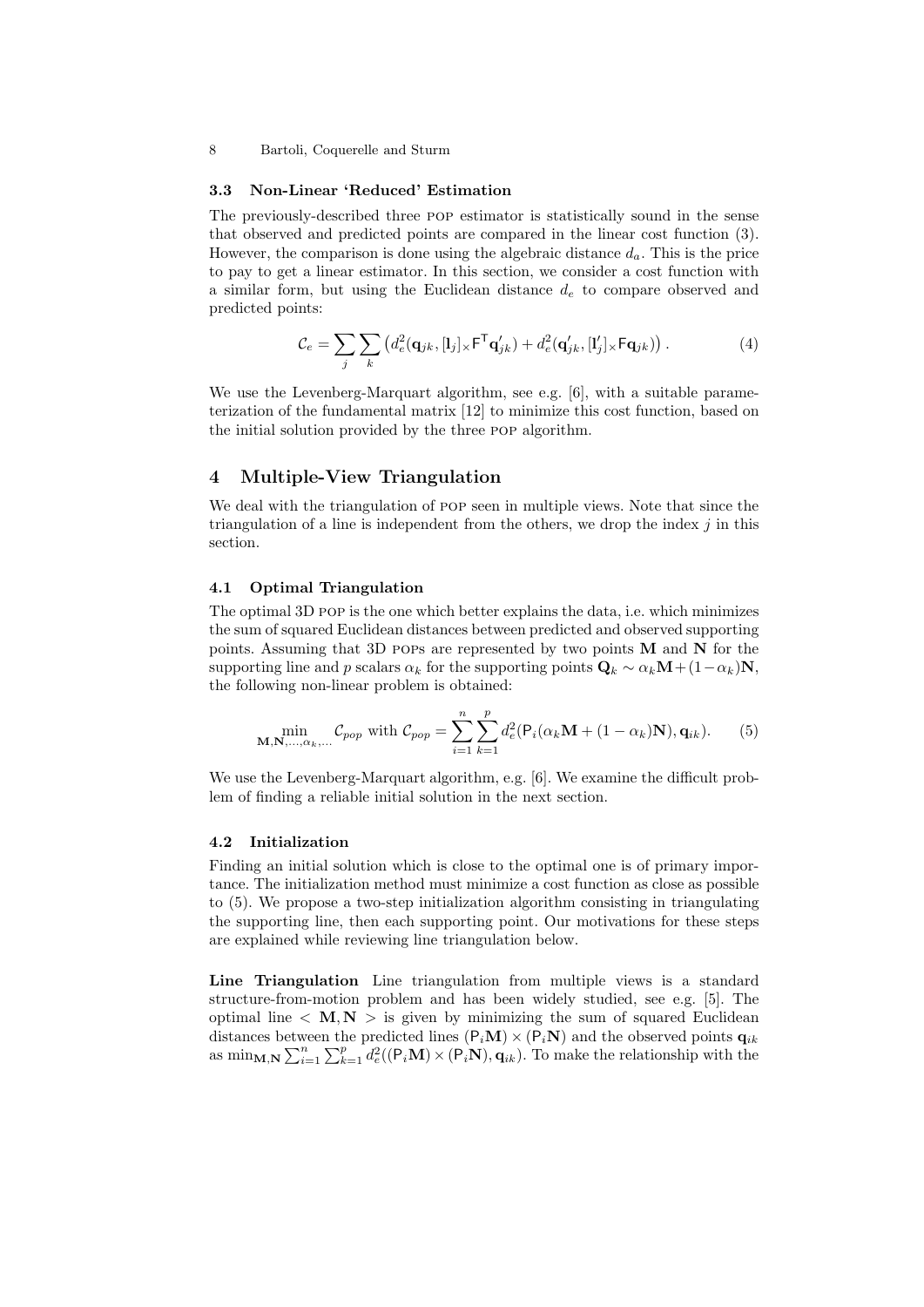### 3.3 Non-Linear 'Reduced' Estimation

The previously-described three POP estimator is statistically sound in the sense that observed and predicted points are compared in the linear cost function (3). However, the comparison is done using the algebraic distance $d_a$. This is the price to pay to get a linear estimator. In this section, we consider a cost function with a similar form, but using the Euclidean distance $d_e$ to compare observed and predicted points:

$$\mathcal{C}_e = \sum_j \sum_k \left( d_e^2(\mathbf{q}_{jk}, [\mathbf{l}_j]_\times \mathsf{F}^\mathsf{T} \mathbf{q}'_{jk}) + d_e^2(\mathbf{q}'_{jk}, [\mathbf{l}'_j]_\times \mathsf{F} \mathbf{q}_{jk}) \right). \quad (4)$$

We use the Levenberg-Marquart algorithm, see e.g. [6], with a suitable parameterization of the fundamental matrix [12] to minimize this cost function, based on the initial solution provided by the three POP algorithm.

## 4 Multiple-View Triangulation

We deal with the triangulation of POP seen in multiple views. Note that since the triangulation of a line is independent from the others, we drop the index $j$ in this section.

### 4.1 Optimal Triangulation

The optimal 3D POP is the one which better explains the data, i.e. which minimizes the sum of squared Euclidean distances between predicted and observed supporting points. Assuming that 3D POPs are represented by two points $\mathbf{M}$ and $\mathbf{N}$ for the supporting line and $p$ scalars $\alpha_k$ for the supporting points $\mathbf{Q}_k \sim \alpha_k \mathbf{M} + (1 - \alpha_k)\mathbf{N}$, the following non-linear problem is obtained:

$$\min_{\mathbf{M}, \mathbf{N}, \ldots, \alpha_k, \ldots} \mathcal{C}_{pop} \text{ with } \mathcal{C}_{pop} = \sum_{i=1}^{n} \sum_{k=1}^{p} d_e^2(\mathsf{P}_i(\alpha_k \mathbf{M} + (1 - \alpha_k)\mathbf{N}), \mathbf{q}_{ik}). \quad (5)$$

We use the Levenberg-Marquart algorithm, e.g. [6]. We examine the difficult problem of finding a reliable initial solution in the next section.

### 4.2 Initialization

Finding an initial solution which is close to the optimal one is of primary importance. The initialization method must minimize a cost function as close as possible to (5). We propose a two-step initialization algorithm consisting in triangulating the supporting line, then each supporting point. Our motivations for these steps are explained while reviewing line triangulation below.

**Line Triangulation** Line triangulation from multiple views is a standard structure-from-motion problem and has been widely studied, see e.g. [5]. The optimal line $< \mathbf{M}, \mathbf{N} >$ is given by minimizing the sum of squared Euclidean distances between the predicted lines $(\mathsf{P}_i\mathbf{M}) \times (\mathsf{P}_i\mathbf{N})$ and the observed points $\mathbf{q}_{ik}$ as $\min_{\mathbf{M},\mathbf{N}} \sum_{i=1}^{n} \sum_{k=1}^{p} d_e^2((\mathsf{P}_i\mathbf{M}) \times (\mathsf{P}_i\mathbf{N}), \mathbf{q}_{ik})$. To make the relationship with the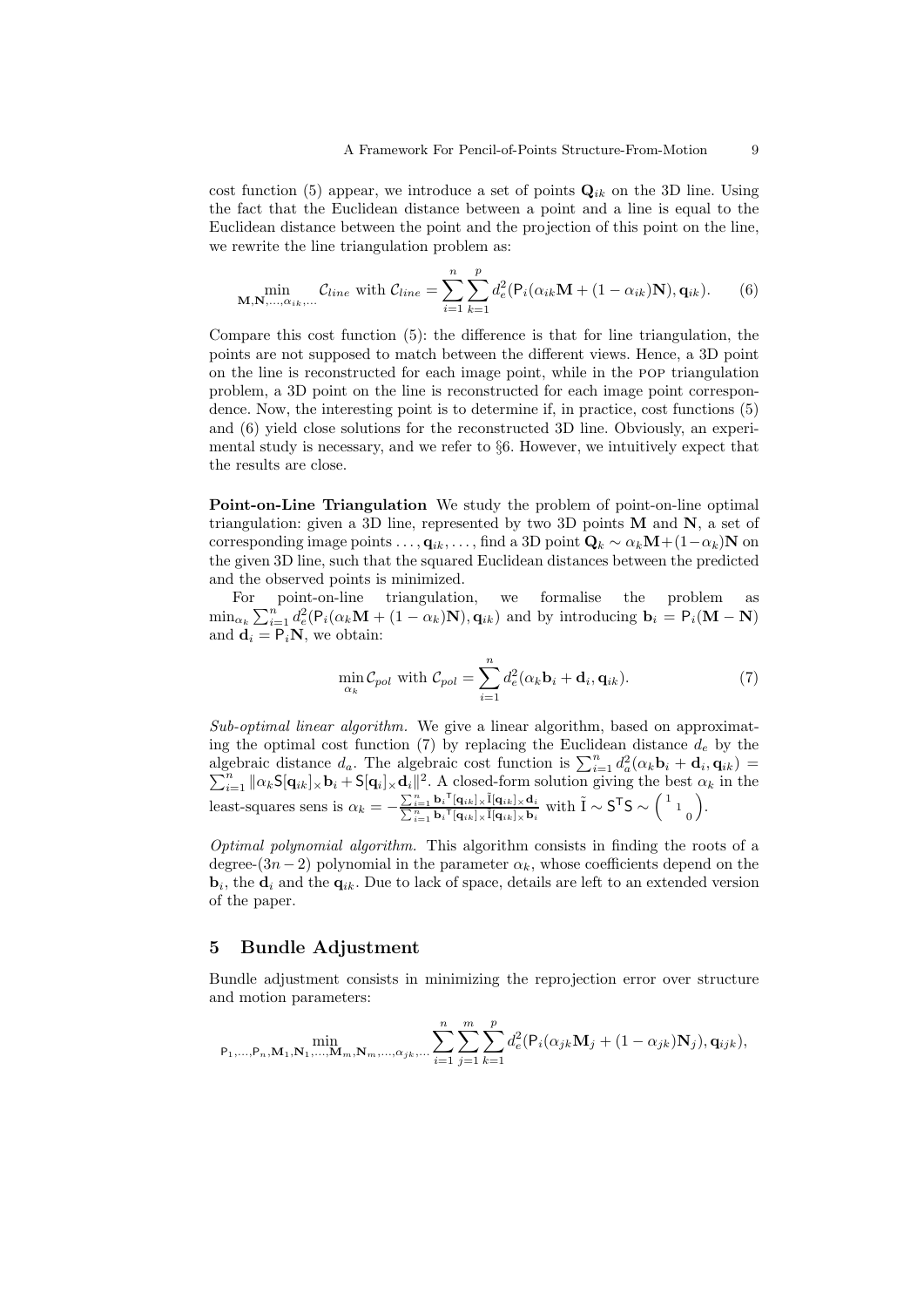cost function (5) appear, we introduce a set of points $\mathbf{Q}_{ik}$ on the 3D line. Using the fact that the Euclidean distance between a point and a line is equal to the Euclidean distance between the point and the projection of this point on the line, we rewrite the line triangulation problem as:

$$\min_{\mathbf{M},\mathbf{N},\ldots,\alpha_{ik},\ldots} \mathcal{C}_{line} \text{ with } \mathcal{C}_{line} = \sum_{i=1}^{n} \sum_{k=1}^{p} d_e^2(\mathsf{P}_i(\alpha_{ik}\mathbf{M} + (1-\alpha_{ik})\mathbf{N}), \mathbf{q}_{ik}). \tag{6}$$

Compare this cost function (5): the difference is that for line triangulation, the points are not supposed to match between the different views. Hence, a 3D point on the line is reconstructed for each image point, while in the POP triangulation problem, a 3D point on the line is reconstructed for each image point correspondence. Now, the interesting point is to determine if, in practice, cost functions (5) and (6) yield close solutions for the reconstructed 3D line. Obviously, an experimental study is necessary, and we refer to §6. However, we intuitively expect that the results are close.

**Point-on-Line Triangulation** We study the problem of point-on-line optimal triangulation: given a 3D line, represented by two 3D points $\mathbf{M}$ and $\mathbf{N}$, a set of corresponding image points $\ldots, \mathbf{q}_{ik}, \ldots$, find a 3D point $\mathbf{Q}_k \sim \alpha_k\mathbf{M} + (1-\alpha_k)\mathbf{N}$ on the given 3D line, such that the squared Euclidean distances between the predicted and the observed points is minimized.

For point-on-line triangulation, we formalise the problem as $\min_{\alpha_k} \sum_{i=1}^{n} d_e^2(\mathsf{P}_i(\alpha_k\mathbf{M} + (1-\alpha_k)\mathbf{N}), \mathbf{q}_{ik})$ and by introducing $\mathbf{b}_i = \mathsf{P}_i(\mathbf{M} - \mathbf{N})$ and $\mathbf{d}_i = \mathsf{P}_i\mathbf{N}$, we obtain:

$$\min_{\alpha_k} \mathcal{C}_{pol} \text{ with } \mathcal{C}_{pol} = \sum_{i=1}^{n} d_e^2(\alpha_k\mathbf{b}_i + \mathbf{d}_i, \mathbf{q}_{ik}). \tag{7}$$

*Sub-optimal linear algorithm.* We give a linear algorithm, based on approximating the optimal cost function (7) by replacing the Euclidean distance $d_e$ by the algebraic distance $d_a$. The algebraic cost function is $\sum_{i=1}^{n} d_a^2(\alpha_k\mathbf{b}_i + \mathbf{d}_i, \mathbf{q}_{ik}) = \sum_{i=1}^{n} \|\alpha_k\mathsf{S}[\mathbf{q}_{ik}]_\times\mathbf{b}_i + \mathsf{S}[\mathbf{q}_i]_\times\mathbf{d}_i\|^2$. A closed-form solution giving the best $\alpha_k$ in the least-squares sens is $\alpha_k = -\frac{\sum_{i=1}^{n} {\mathbf{b}_i}^\mathsf{T}[\mathbf{q}_{ik}]_\times\tilde{\mathsf{I}}[\mathbf{q}_{ik}]_\times\mathbf{d}_i}{\sum_{i=1}^{n} {\mathbf{b}_i}^\mathsf{T}[\mathbf{q}_{ik}]_\times\tilde{\mathsf{I}}[\mathbf{q}_{ik}]_\times\mathbf{b}_i}$ with $\tilde{\mathsf{I}} \sim \mathsf{S}^\mathsf{T}\mathsf{S} \sim \begin{pmatrix} 1 & & \\ & 1 & \\ & & 0 \end{pmatrix}$.

*Optimal polynomial algorithm.* This algorithm consists in finding the roots of a degree-$(3n-2)$ polynomial in the parameter $\alpha_k$, whose coefficients depend on the $\mathbf{b}_i$, the $\mathbf{d}_i$ and the $\mathbf{q}_{ik}$. Due to lack of space, details are left to an extended version of the paper.

## 5 Bundle Adjustment

Bundle adjustment consists in minimizing the reprojection error over structure and motion parameters:

$$\min_{\mathsf{P}_1,\ldots,\mathsf{P}_n,\mathbf{M}_1,\mathbf{N}_1,\ldots,\mathbf{M}_m,\mathbf{N}_m,\ldots,\alpha_{jk},\ldots} \sum_{i=1}^{n} \sum_{j=1}^{m} \sum_{k=1}^{p} d_e^2(\mathsf{P}_i(\alpha_{jk}\mathbf{M}_j + (1-\alpha_{jk})\mathbf{N}_j), \mathbf{q}_{ijk}),$$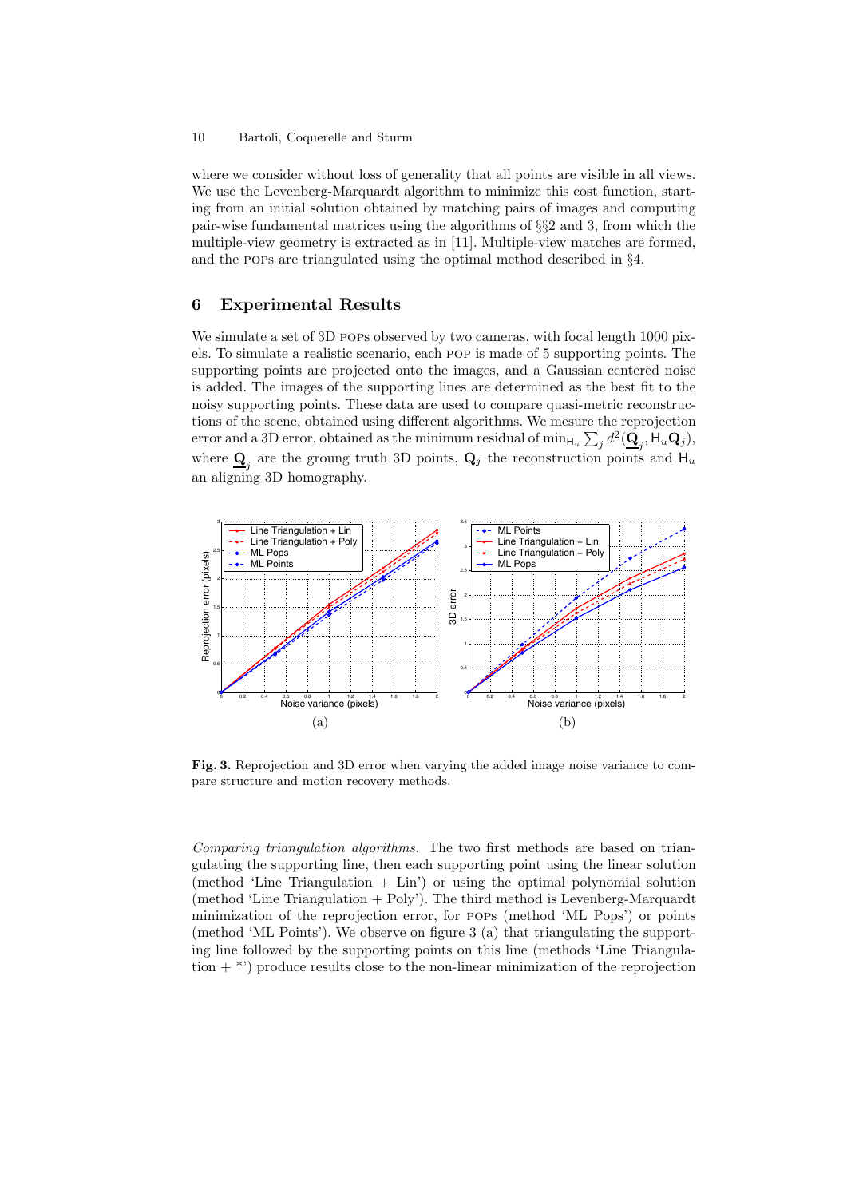where we consider without loss of generality that all points are visible in all views. We use the Levenberg-Marquardt algorithm to minimize this cost function, starting from an initial solution obtained by matching pairs of images and computing pair-wise fundamental matrices using the algorithms of §§2 and 3, from which the multiple-view geometry is extracted as in [11]. Multiple-view matches are formed, and the POPs are triangulated using the optimal method described in §4.

## 6 Experimental Results

We simulate a set of 3D POPs observed by two cameras, with focal length 1000 pixels. To simulate a realistic scenario, each POP is made of 5 supporting points. The supporting points are projected onto the images, and a Gaussian centered noise is added. The images of the supporting lines are determined as the best fit to the noisy supporting points. These data are used to compare quasi-metric reconstructions of the scene, obtained using different algorithms. We mesure the reprojection error and a 3D error, obtained as the minimum residual of $\min_{\mathsf{H}_u} \sum_j d^2(\underline{\mathbf{Q}}_j, \mathsf{H}_u \mathbf{Q}_j)$, where $\underline{\mathbf{Q}}_j$ are the groung truth 3D points, $\mathbf{Q}_j$ the reconstruction points and $\mathsf{H}_u$ an aligning 3D homography.

(a) (b)

**Fig. 3.** Reprojection and 3D error when varying the added image noise variance to compare structure and motion recovery methods.

*Comparing triangulation algorithms.* The two first methods are based on triangulating the supporting line, then each supporting point using the linear solution (method 'Line Triangulation + Lin') or using the optimal polynomial solution (method 'Line Triangulation + Poly'). The third method is Levenberg-Marquardt minimization of the reprojection error, for POPs (method 'ML Pops') or points (method 'ML Points'). We observe on figure 3 (a) that triangulating the supporting line followed by the supporting points on this line (methods 'Line Triangulation + *') produce results close to the non-linear minimization of the reprojection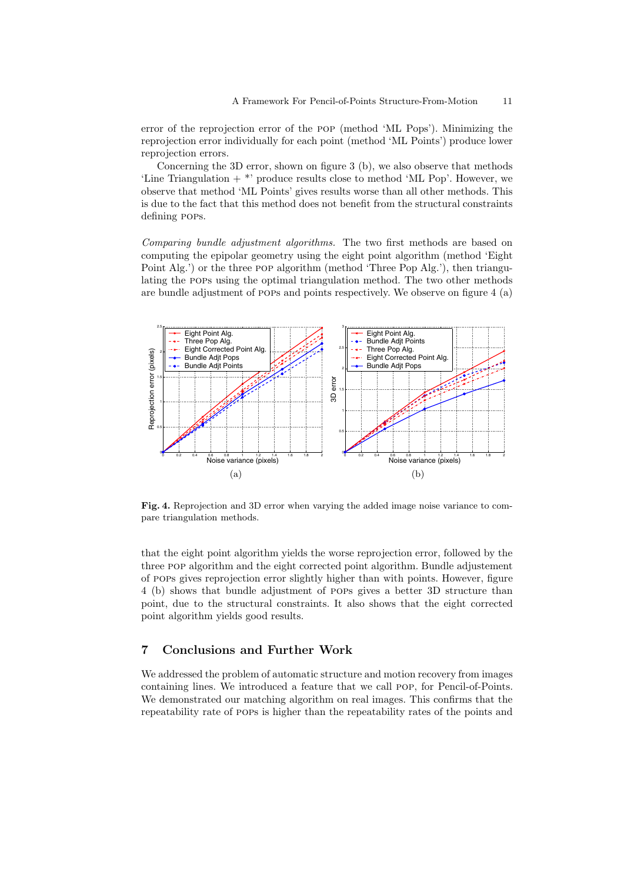error of the reprojection error of the POP (method 'ML Pops'). Minimizing the reprojection error individually for each point (method 'ML Points') produce lower reprojection errors.

Concerning the 3D error, shown on figure 3 (b), we also observe that methods 'Line Triangulation + *' produce results close to method 'ML Pop'. However, we observe that method 'ML Points' gives results worse than all other methods. This is due to the fact that this method does not benefit from the structural constraints defining POPs.

*Comparing bundle adjustment algorithms.* The two first methods are based on computing the epipolar geometry using the eight point algorithm (method 'Eight Point Alg.') or the three POP algorithm (method 'Three Pop Alg.'), then triangulating the POPs using the optimal triangulation method. The two other methods are bundle adjustment of POPs and points respectively. We observe on figure 4 (a)

**Fig. 4.** Reprojection and 3D error when varying the added image noise variance to compare triangulation methods.

that the eight point algorithm yields the worse reprojection error, followed by the three POP algorithm and the eight corrected point algorithm. Bundle adjustement of POPs gives reprojection error slightly higher than with points. However, figure 4 (b) shows that bundle adjustment of POPs gives a better 3D structure than point, due to the structural constraints. It also shows that the eight corrected point algorithm yields good results.

## 7 Conclusions and Further Work

We addressed the problem of automatic structure and motion recovery from images containing lines. We introduced a feature that we call POP, for Pencil-of-Points. We demonstrated our matching algorithm on real images. This confirms that the repeatability rate of POPs is higher than the repeatability rates of the points and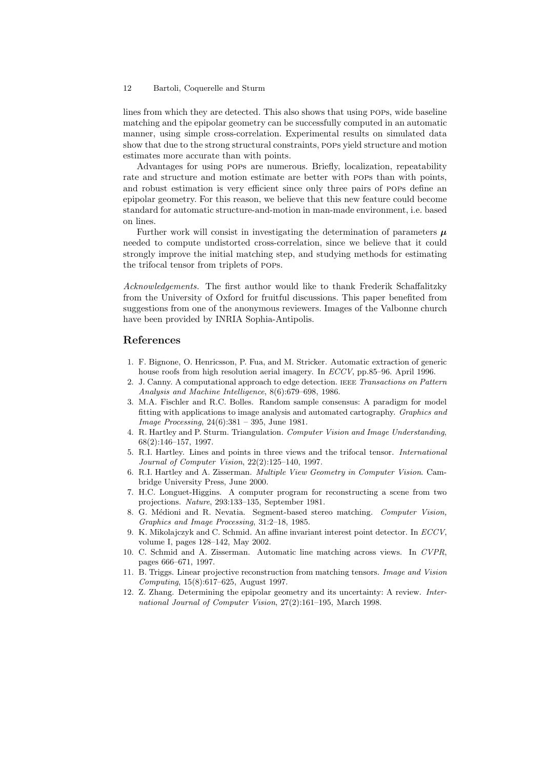lines from which they are detected. This also shows that using POPs, wide baseline matching and the epipolar geometry can be successfully computed in an automatic manner, using simple cross-correlation. Experimental results on simulated data show that due to the strong structural constraints, POPs yield structure and motion estimates more accurate than with points.

Advantages for using POPs are numerous. Briefly, localization, repeatability rate and structure and motion estimate are better with POPs than with points, and robust estimation is very efficient since only three pairs of POPs define an epipolar geometry. For this reason, we believe that this new feature could become standard for automatic structure-and-motion in man-made environment, i.e. based on lines.

Further work will consist in investigating the determination of parameters $\boldsymbol{\mu}$ needed to compute undistorted cross-correlation, since we believe that it could strongly improve the initial matching step, and studying methods for estimating the trifocal tensor from triplets of POPs.

*Acknowledgements.* The first author would like to thank Frederik Schaffalitzky from the University of Oxford for fruitful discussions. This paper benefited from suggestions from one of the anonymous reviewers. Images of the Valbonne church have been provided by INRIA Sophia-Antipolis.

## References

1. F. Bignone, O. Henricsson, P. Fua, and M. Stricker. Automatic extraction of generic house roofs from high resolution aerial imagery. In *ECCV*, pp.85–96. April 1996.
2. J. Canny. A computational approach to edge detection. IEEE *Transactions on Pattern Analysis and Machine Intelligence*, 8(6):679–698, 1986.
3. M.A. Fischler and R.C. Bolles. Random sample consensus: A paradigm for model fitting with applications to image analysis and automated cartography. *Graphics and Image Processing*, 24(6):381 – 395, June 1981.
4. R. Hartley and P. Sturm. Triangulation. *Computer Vision and Image Understanding*, 68(2):146–157, 1997.
5. R.I. Hartley. Lines and points in three views and the trifocal tensor. *International Journal of Computer Vision*, 22(2):125–140, 1997.
6. R.I. Hartley and A. Zisserman. *Multiple View Geometry in Computer Vision*. Cambridge University Press, June 2000.
7. H.C. Longuet-Higgins. A computer program for reconstructing a scene from two projections. *Nature*, 293:133–135, September 1981.
8. G. Médioni and R. Nevatia. Segment-based stereo matching. *Computer Vision, Graphics and Image Processing*, 31:2–18, 1985.
9. K. Mikolajczyk and C. Schmid. An affine invariant interest point detector. In *ECCV*, volume I, pages 128–142, May 2002.
10. C. Schmid and A. Zisserman. Automatic line matching across views. In *CVPR*, pages 666–671, 1997.
11. B. Triggs. Linear projective reconstruction from matching tensors. *Image and Vision Computing*, 15(8):617–625, August 1997.
12. Z. Zhang. Determining the epipolar geometry and its uncertainty: A review. *International Journal of Computer Vision*, 27(2):161–195, March 1998.